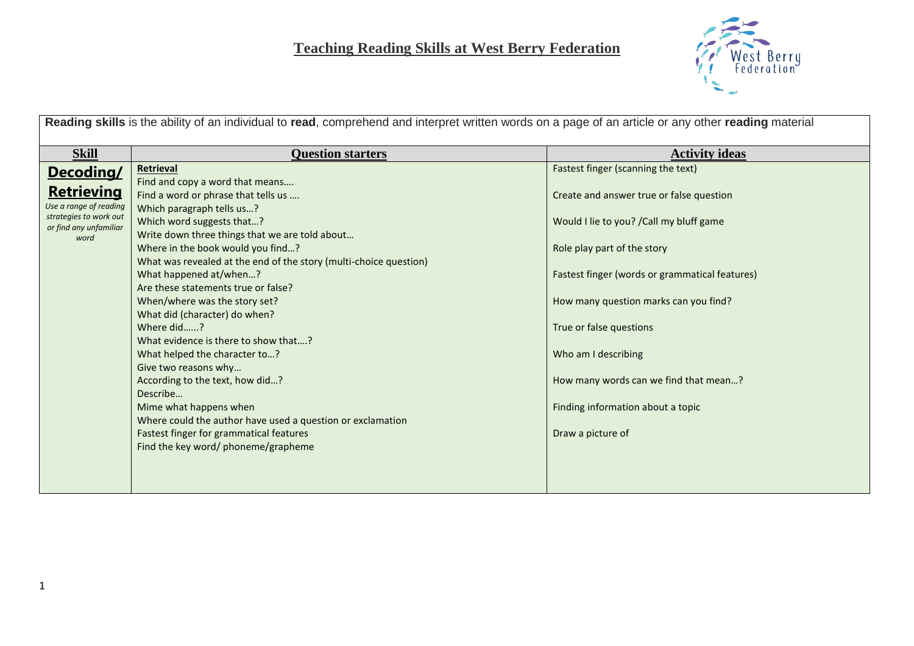# Teaching Reading Skills at West Berry Federation

**Reading skills** is the ability of an individual to **read**, comprehend and interpret written words on a page of an article or any other **reading** material

| Skill | Question starters | Activity ideas |
|---|---|---|
| **Decoding/ Retrieving**<br>*Use a range of reading strategies to work out or find any unfamiliar word* | **Retrieval**<br>Find and copy a word that means….<br>Find a word or phrase that tells us ….<br>Which paragraph tells us…?<br>Which word suggests that…?<br>Write down three things that we are told about…<br>Where in the book would you find…?<br>What was revealed at the end of the story (multi-choice question)<br>What happened at/when…?<br>Are these statements true or false?<br>When/where was the story set?<br>What did (character) do when?<br>Where did……?<br>What evidence is there to show that….?<br>What helped the character to…?<br>Give two reasons why…<br>According to the text, how did…?<br>Describe…<br>Mime what happens when<br>Where could the author have used a question or exclamation<br>Fastest finger for grammatical features<br>Find the key word/ phoneme/grapheme | Fastest finger (scanning the text)<br><br>Create and answer true or false question<br><br>Would I lie to you? /Call my bluff game<br><br>Role play part of the story<br><br>Fastest finger (words or grammatical features)<br><br>How many question marks can you find?<br><br>True or false questions<br><br>Who am I describing<br><br>How many words can we find that mean…?<br><br>Finding information about a topic<br><br>Draw a picture of |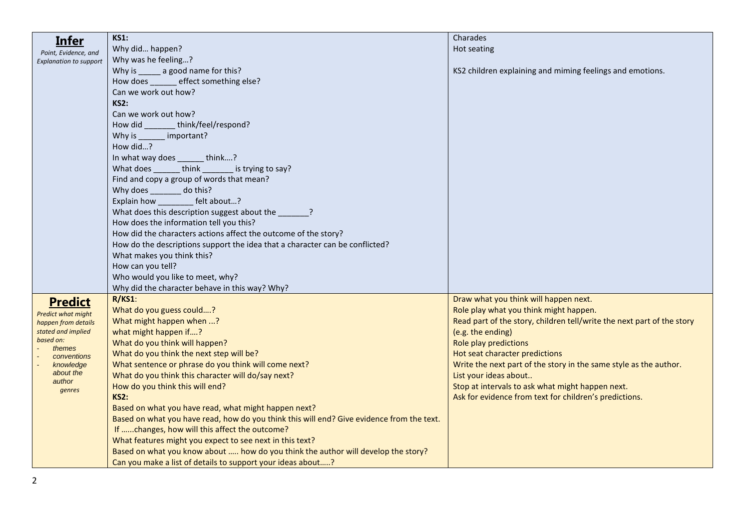| | | |
|---|---|---|
| **Infer**<br>*Point, Evidence, and Explanation to support* | **KS1:**<br>Why did… happen?<br>Why was he feeling…?<br>Why is _____ a good name for this?<br>How does ______ effect something else?<br>Can we work out how?<br>**KS2:**<br>Can we work out how?<br>How did _______ think/feel/respond?<br>Why is ______ important?<br>How did…?<br>In what way does ______ think….?<br>What does ______ think _______ is trying to say?<br>Find and copy a group of words that mean?<br>Why does _______ do this?<br>Explain how ________ felt about…?<br>What does this description suggest about the _______?<br>How does the information tell you this?<br>How did the characters actions affect the outcome of the story?<br>How do the descriptions support the idea that a character can be conflicted?<br>What makes you think this?<br>How can you tell?<br>Who would you like to meet, why?<br>Why did the character behave in this way? Why? | Charades<br>Hot seating<br><br>KS2 children explaining and miming feelings and emotions. |
| **Predict**<br>*Predict what might happen from details stated and implied based on:*<br>- *themes*<br>- *conventions*<br>- *knowledge about the author*<br>*genres* | **R/KS1**:<br>What do you guess could….?<br>What might happen when ...?<br>what might happen if….?<br>What do you think will happen?<br>What do you think the next step will be?<br>What sentence or phrase do you think will come next?<br>What do you think this character will do/say next?<br>How do you think this will end?<br>**KS2:**<br>Based on what you have read, what might happen next?<br>Based on what you have read, how do you think this will end? Give evidence from the text.<br>If ……changes, how will this affect the outcome?<br>What features might you expect to see next in this text?<br>Based on what you know about ….. how do you think the author will develop the story?<br>Can you make a list of details to support your ideas about…..? | Draw what you think will happen next.<br>Role play what you think might happen.<br>Read part of the story, children tell/write the next part of the story (e.g. the ending)<br>Role play predictions<br>Hot seat character predictions<br>Write the next part of the story in the same style as the author.<br>List your ideas about..<br>Stop at intervals to ask what might happen next.<br>Ask for evidence from text for children's predictions. |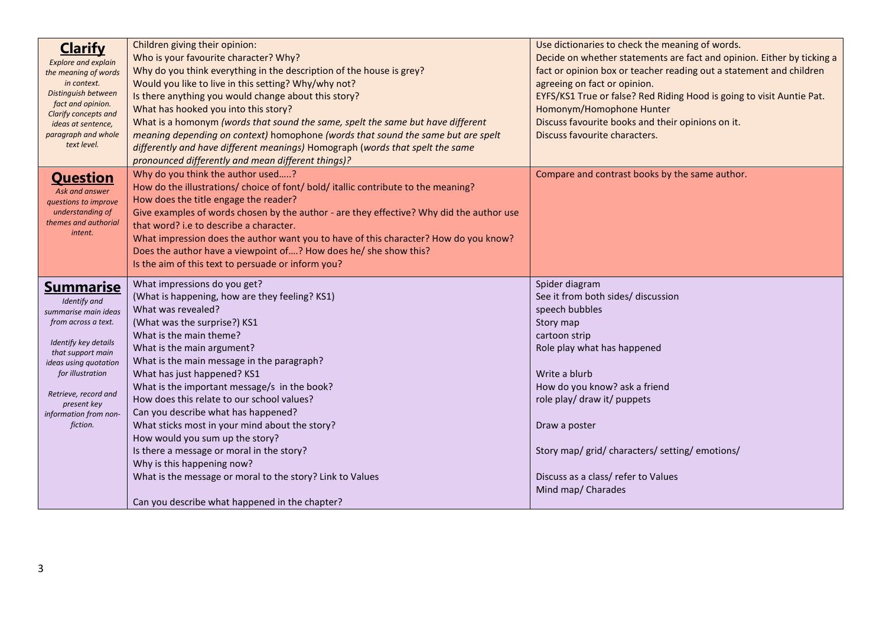| | | |
|---|---|---|
| **Clarify**<br>*Explore and explain the meaning of words in context.*<br>*Distinguish between fact and opinion.*<br>*Clarify concepts and ideas at sentence, paragraph and whole text level.* | Children giving their opinion:<br>Who is your favourite character? Why?<br>Why do you think everything in the description of the house is grey?<br>Would you like to live in this setting? Why/why not?<br>Is there anything you would change about this story?<br>What has hooked you into this story?<br>What is a homonym *(words that sound the same, spelt the same but have different meaning depending on context)* homophone *(words that sound the same but are spelt differently and have different meanings)* Homograph (*words that spelt the same pronounced differently and mean different things)?* | Use dictionaries to check the meaning of words.<br>Decide on whether statements are fact and opinion. Either by ticking a fact or opinion box or teacher reading out a statement and children agreeing on fact or opinion.<br>EYFS/KS1 True or false? Red Riding Hood is going to visit Auntie Pat.<br>Homonym/Homophone Hunter<br>Discuss favourite books and their opinions on it.<br>Discuss favourite characters. |
| **Question**<br>*Ask and answer questions to improve understanding of themes and authorial intent.* | Why do you think the author used…..?<br>How do the illustrations/ choice of font/ bold/ itallic contribute to the meaning?<br>How does the title engage the reader?<br>Give examples of words chosen by the author - are they effective? Why did the author use that word? i.e to describe a character.<br>What impression does the author want you to have of this character? How do you know?<br>Does the author have a viewpoint of….? How does he/ she show this?<br>Is the aim of this text to persuade or inform you? | Compare and contrast books by the same author. |
| **Summarise**<br>*Identify and summarise main ideas from across a text.*<br><br>*Identify key details that support main ideas using quotation for illustration*<br><br>*Retrieve, record and present key information from non-fiction.* | What impressions do you get?<br>(What is happening, how are they feeling? KS1)<br>What was revealed?<br>(What was the surprise?) KS1<br>What is the main theme?<br>What is the main argument?<br>What is the main message in the paragraph?<br>What has just happened? KS1<br>What is the important message/s in the book?<br>How does this relate to our school values?<br>Can you describe what has happened?<br>What sticks most in your mind about the story?<br>How would you sum up the story?<br>Is there a message or moral in the story?<br>Why is this happening now?<br>What is the message or moral to the story? Link to Values<br><br>Can you describe what happened in the chapter? | Spider diagram<br>See it from both sides/ discussion<br>speech bubbles<br>Story map<br>cartoon strip<br>Role play what has happened<br><br>Write a blurb<br>How do you know? ask a friend<br>role play/ draw it/ puppets<br><br>Draw a poster<br><br>Story map/ grid/ characters/ setting/ emotions/<br><br>Discuss as a class/ refer to Values<br>Mind map/ Charades |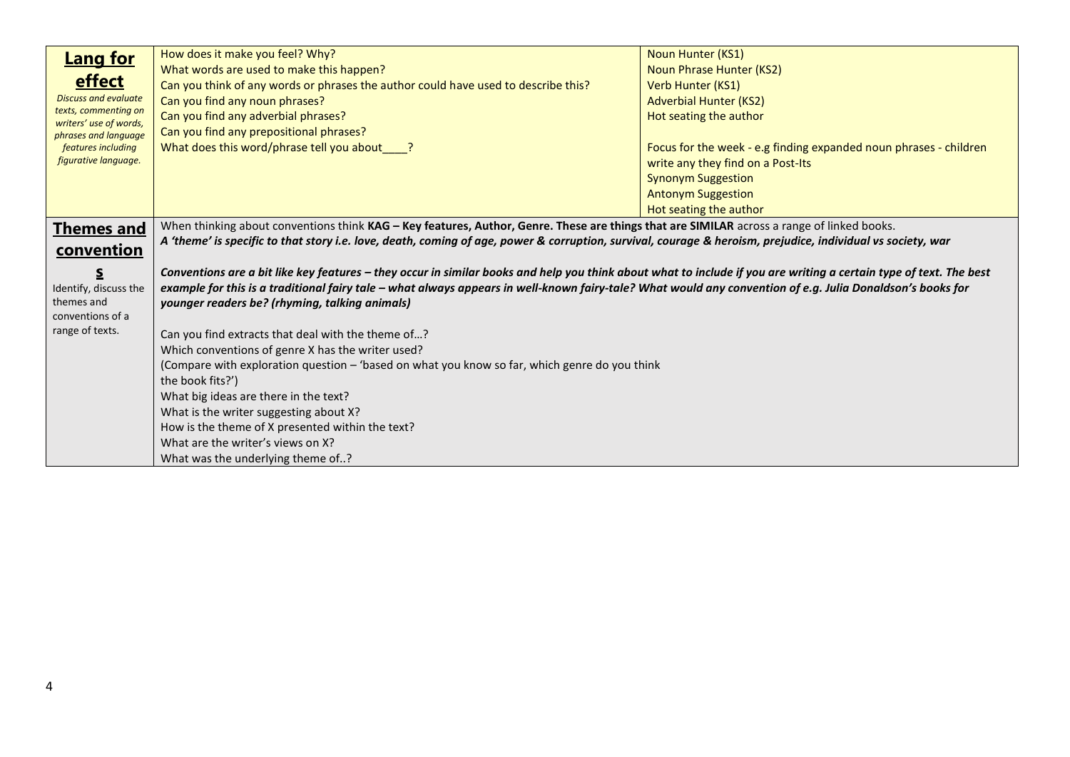| | | |
|---|---|---|
| **Lang for effect**<br>*Discuss and evaluate texts, commenting on writers' use of words, phrases and language features including figurative language.* | How does it make you feel? Why?<br>What words are used to make this happen?<br>Can you think of any words or phrases the author could have used to describe this?<br>Can you find any noun phrases?<br>Can you find any adverbial phrases?<br>Can you find any prepositional phrases?<br>What does this word/phrase tell you about____? | Noun Hunter (KS1)<br>Noun Phrase Hunter (KS2)<br>Verb Hunter (KS1)<br>Adverbial Hunter (KS2)<br>Hot seating the author<br><br>Focus for the week - e.g finding expanded noun phrases - children write any they find on a Post-Its<br>Synonym Suggestion<br>Antonym Suggestion<br>Hot seating the author |
| **Themes and conventions**<br>Identify, discuss the themes and conventions of a range of texts. | When thinking about conventions think **KAG – Key features, Author, Genre. These are things that are SIMILAR** across a range of linked books.<br>***A 'theme' is specific to that story i.e. love, death, coming of age, power & corruption, survival, courage & heroism, prejudice, individual vs society, war***<br><br>***Conventions are a bit like key features – they occur in similar books and help you think about what to include if you are writing a certain type of text. The best example for this is a traditional fairy tale – what always appears in well-known fairy-tale? What would any convention of e.g. Julia Donaldson's books for younger readers be? (rhyming, talking animals)***<br><br>Can you find extracts that deal with the theme of…?<br>Which conventions of genre X has the writer used?<br>(Compare with exploration question – 'based on what you know so far, which genre do you think the book fits?')<br>What big ideas are there in the text?<br>What is the writer suggesting about X?<br>How is the theme of X presented within the text?<br>What are the writer's views on X?<br>What was the underlying theme of..? | |